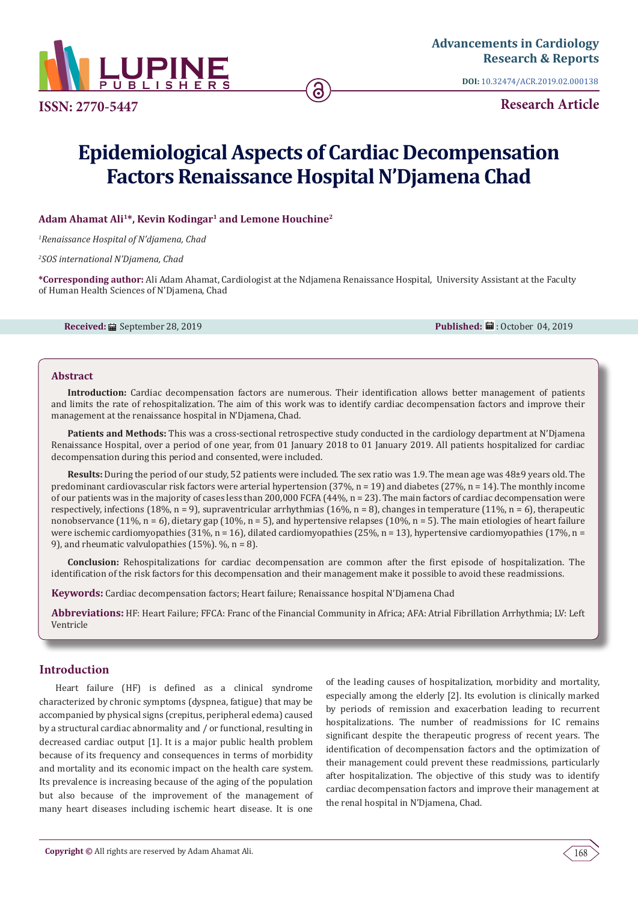ISSN: 2770-5447

**Research Article**

# Epidemiological Aspects of Cardiac Decompensation Factors Renaissance Hospital N'Djamena Chad

**Adam Ahamat Ali[1]*, Kevin Kodingar[1] and Lemone Houchine[2]**

*[1]Renaissance Hospital of N'djamena, Chad*

*[2]SOS international N'Djamena, Chad*

**\*Corresponding author:** Ali Adam Ahamat, Cardiologist at the Ndjamena Renaissance Hospital, University Assistant at the Faculty of Human Health Sciences of N'Djamena, Chad

**Received:** September 28, 2019 **Published:** October 04, 2019

## Abstract

**Introduction:** Cardiac decompensation factors are numerous. Their identification allows better management of patients and limits the rate of rehospitalization. The aim of this work was to identify cardiac decompensation factors and improve their management at the renaissance hospital in N'Djamena, Chad.

**Patients and Methods:** This was a cross-sectional retrospective study conducted in the cardiology department at N'Djamena Renaissance Hospital, over a period of one year, from 01 January 2018 to 01 January 2019. All patients hospitalized for cardiac decompensation during this period and consented, were included.

**Results:** During the period of our study, 52 patients were included. The sex ratio was 1.9. The mean age was 48±9 years old. The predominant cardiovascular risk factors were arterial hypertension (37%, n = 19) and diabetes (27%, n = 14). The monthly income of our patients was in the majority of cases less than 200,000 FCFA (44%, n = 23). The main factors of cardiac decompensation were respectively, infections (18%, n = 9), supraventricular arrhythmias (16%, n = 8), changes in temperature (11%, n = 6), therapeutic nonobservance (11%, n = 6), dietary gap (10%, n = 5), and hypertensive relapses (10%, n = 5). The main etiologies of heart failure were ischemic cardiomyopathies (31%, n = 16), dilated cardiomyopathies (25%, n = 13), hypertensive cardiomyopathies (17%, n = 9), and rheumatic valvulopathies (15%). %, n = 8).

**Conclusion:** Rehospitalizations for cardiac decompensation are common after the first episode of hospitalization. The identification of the risk factors for this decompensation and their management make it possible to avoid these readmissions.

**Keywords:** Cardiac decompensation factors; Heart failure; Renaissance hospital N'Djamena Chad

**Abbreviations:** HF: Heart Failure; FFCA: Franc of the Financial Community in Africa; AFA: Atrial Fibrillation Arrhythmia; LV: Left Ventricle

## Introduction

Heart failure (HF) is defined as a clinical syndrome characterized by chronic symptoms (dyspnea, fatigue) that may be accompanied by physical signs (crepitus, peripheral edema) caused by a structural cardiac abnormality and / or functional, resulting in decreased cardiac output [1]. It is a major public health problem because of its frequency and consequences in terms of morbidity and mortality and its economic impact on the health care system. Its prevalence is increasing because of the aging of the population but also because of the improvement of the management of many heart diseases including ischemic heart disease. It is one of the leading causes of hospitalization, morbidity and mortality, especially among the elderly [2]. Its evolution is clinically marked by periods of remission and exacerbation leading to recurrent hospitalizations. The number of readmissions for IC remains significant despite the therapeutic progress of recent years. The identification of decompensation factors and the optimization of their management could prevent these readmissions, particularly after hospitalization. The objective of this study was to identify cardiac decompensation factors and improve their management at the renal hospital in N'Djamena, Chad.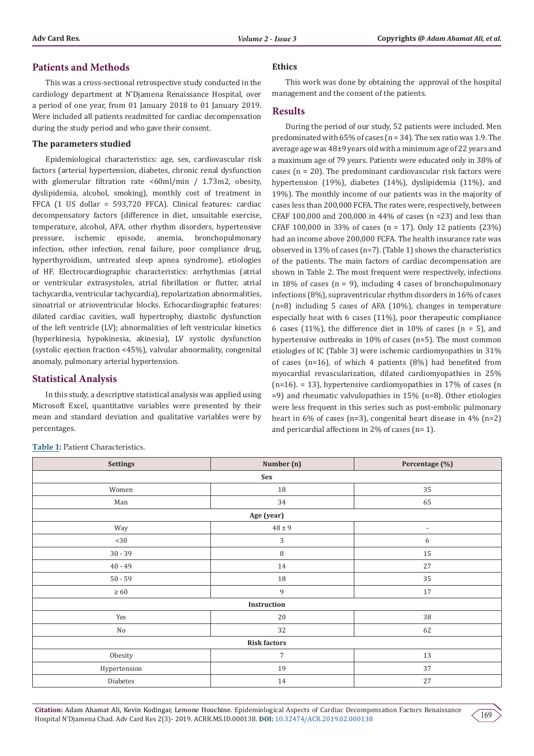## Patients and Methods

This was a cross-sectional retrospective study conducted in the cardiology department at N'Djamena Renaissance Hospital, over a period of one year, from 01 January 2018 to 01 January 2019. Were included all patients readmitted for cardiac decompensation during the study period and who gave their consent.

### The parameters studied

Epidemiological characteristics: age, sex, cardiovascular risk factors (arterial hypertension, diabetes, chronic renal dysfunction with glomerular filtration rate <60ml/min / 1.73m2, obesity, dyslipidemia, alcohol, smoking), monthly cost of treatment in FFCA (1 US dollar = 593,720 FFCA). Clinical features: cardiac decompensatory factors (difference in diet, unsuitable exercise, temperature, alcohol, AFA, other rhythm disorders, hypertensive pressure, ischemic episode, anemia, bronchopulmonary infection, other infection, renal failure, poor compliance drug, hyperthyroidism, untreated sleep apnea syndrome), etiologies of HF. Electrocardiographic characteristics: arrhythmias (atrial or ventricular extrasystoles, atrial fibrillation or flutter, atrial tachycardia, ventricular tachycardia), repolarization abnormalities, sinoatrial or atrioventricular blocks. Echocardiographic features: dilated cardiac cavities, wall hypertrophy, diastolic dysfunction of the left ventricle (LV); abnormalities of left ventricular kinetics (hyperkinesia, hypokinesia, akinesia), LV systolic dysfunction (systolic ejection fraction <45%), valvular abnormality, congenital anomaly, pulmonary arterial hypertension.

## Statistical Analysis

In this study, a descriptive statistical analysis was applied using Microsoft Excel, quantitative variables were presented by their mean and standard deviation and qualitative variables were by percentages.

### Ethics

This work was done by obtaining the approval of the hospital management and the consent of the patients.

## Results

During the period of our study, 52 patients were included. Men predominated with 65% of cases (n = 34). The sex ratio was 1.9. The average age was 48±9 years old with a minimum age of 22 years and a maximum age of 79 years. Patients were educated only in 38% of cases (n = 20). The predominant cardiovascular risk factors were hypertension (19%), diabetes (14%), dyslipidemia (11%), and 19%). The monthly income of our patients was in the majority of cases less than 200,000 FCFA. The rates were, respectively, between CFAF 100,000 and 200,000 in 44% of cases (n =23) and less than CFAF 100,000 in 33% of cases (n = 17). Only 12 patients (23%) had an income above 200,000 FCFA. The health insurance rate was observed in 13% of cases (n=7). (Table 1) shows the characteristics of the patients. The main factors of cardiac decompensation are shown in Table 2. The most frequent were respectively, infections in 18% of cases (n = 9), including 4 cases of bronchopulmonary infections (8%), supraventricular rhythm disorders in 16% of cases (n=8) including 5 cases of AFA (10%), changes in temperature especially heat with 6 cases (11%), poor therapeutic compliance 6 cases (11%), the difference diet in 10% of cases (n = 5), and hypertensive outbreaks in 10% of cases (n=5). The most common etiologies of IC (Table 3) were ischemic cardiomyopathies in 31% of cases (n=16), of which 4 patients (8%) had benefited from myocardial revascularization, dilated cardiomyopathies in 25% (n=16). = 13), hypertensive cardiomyopathies in 17% of cases (n =9) and rheumatic valvulopathies in 15% (n=8). Other etiologies were less frequent in this series such as post-embolic pulmonary heart in 6% of cases (n=3), congenital heart disease in 4% (n=2) and pericardial affections in 2% of cases (n= 1).

**Table 1:** Patient Characteristics.

| Settings | Number (n) | Percentage (%) |
|---|---|---|
| **Sex** | | |
| Women | 18 | 35 |
| Man | 34 | 65 |
| **Age (year)** | | |
| Way | 48 ± 9 | - |
| <30 | 3 | 6 |
| 30 - 39 | 8 | 15 |
| 40 - 49 | 14 | 27 |
| 50 - 59 | 18 | 35 |
| ≥ 60 | 9 | 17 |
| **Instruction** | | |
| Yes | 20 | 38 |
| No | 32 | 62 |
| **Risk factors** | | |
| Obesity | 7 | 13 |
| Hypertension | 19 | 37 |
| Diabetes | 14 | 27 |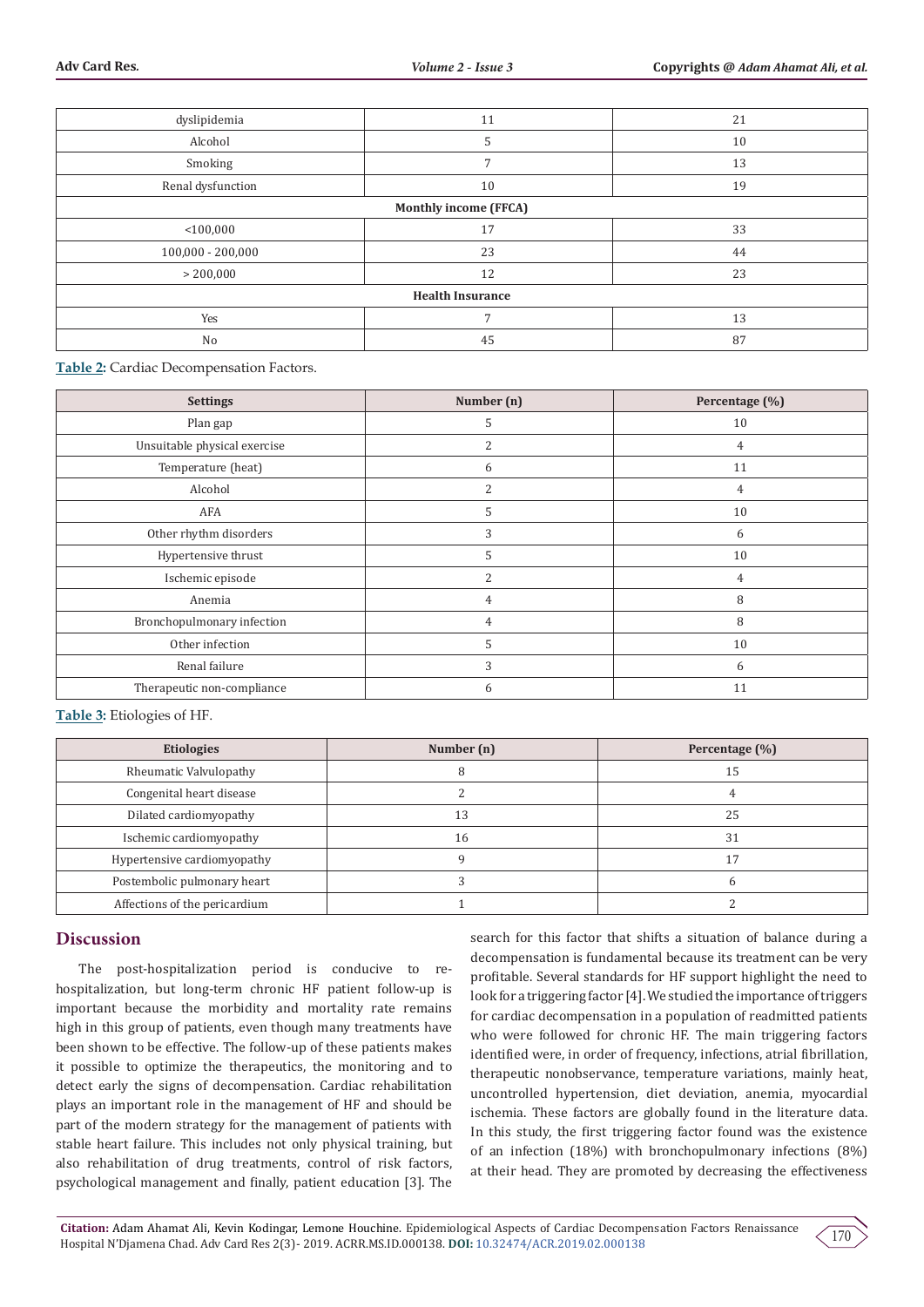| dyslipidemia | 11 | 21 |
|---|---|---|
| Alcohol | 5 | 10 |
| Smoking | 7 | 13 |
| Renal dysfunction | 10 | 19 |
| **Monthly income (FFCA)** | | |
| <100,000 | 17 | 33 |
| 100,000 - 200,000 | 23 | 44 |
| > 200,000 | 12 | 23 |
| **Health Insurance** | | |
| Yes | 7 | 13 |
| No | 45 | 87 |

**Table 2:** Cardiac Decompensation Factors.

| Settings | Number (n) | Percentage (%) |
|---|---|---|
| Plan gap | 5 | 10 |
| Unsuitable physical exercise | 2 | 4 |
| Temperature (heat) | 6 | 11 |
| Alcohol | 2 | 4 |
| AFA | 5 | 10 |
| Other rhythm disorders | 3 | 6 |
| Hypertensive thrust | 5 | 10 |
| Ischemic episode | 2 | 4 |
| Anemia | 4 | 8 |
| Bronchopulmonary infection | 4 | 8 |
| Other infection | 5 | 10 |
| Renal failure | 3 | 6 |
| Therapeutic non-compliance | 6 | 11 |

**Table 3:** Etiologies of HF.

| Etiologies | Number (n) | Percentage (%) |
|---|---|---|
| Rheumatic Valvulopathy | 8 | 15 |
| Congenital heart disease | 2 | 4 |
| Dilated cardiomyopathy | 13 | 25 |
| Ischemic cardiomyopathy | 16 | 31 |
| Hypertensive cardiomyopathy | 9 | 17 |
| Postembolic pulmonary heart | 3 | 6 |
| Affections of the pericardium | 1 | 2 |

## Discussion

The post-hospitalization period is conducive to re-hospitalization, but long-term chronic HF patient follow-up is important because the morbidity and mortality rate remains high in this group of patients, even though many treatments have been shown to be effective. The follow-up of these patients makes it possible to optimize the therapeutics, the monitoring and to detect early the signs of decompensation. Cardiac rehabilitation plays an important role in the management of HF and should be part of the modern strategy for the management of patients with stable heart failure. This includes not only physical training, but also rehabilitation of drug treatments, control of risk factors, psychological management and finally, patient education [3]. The search for this factor that shifts a situation of balance during a decompensation is fundamental because its treatment can be very profitable. Several standards for HF support highlight the need to look for a triggering factor [4]. We studied the importance of triggers for cardiac decompensation in a population of readmitted patients who were followed for chronic HF. The main triggering factors identified were, in order of frequency, infections, atrial fibrillation, therapeutic nonobservance, temperature variations, mainly heat, uncontrolled hypertension, diet deviation, anemia, myocardial ischemia. These factors are globally found in the literature data. In this study, the first triggering factor found was the existence of an infection (18%) with bronchopulmonary infections (8%) at their head. They are promoted by decreasing the effectiveness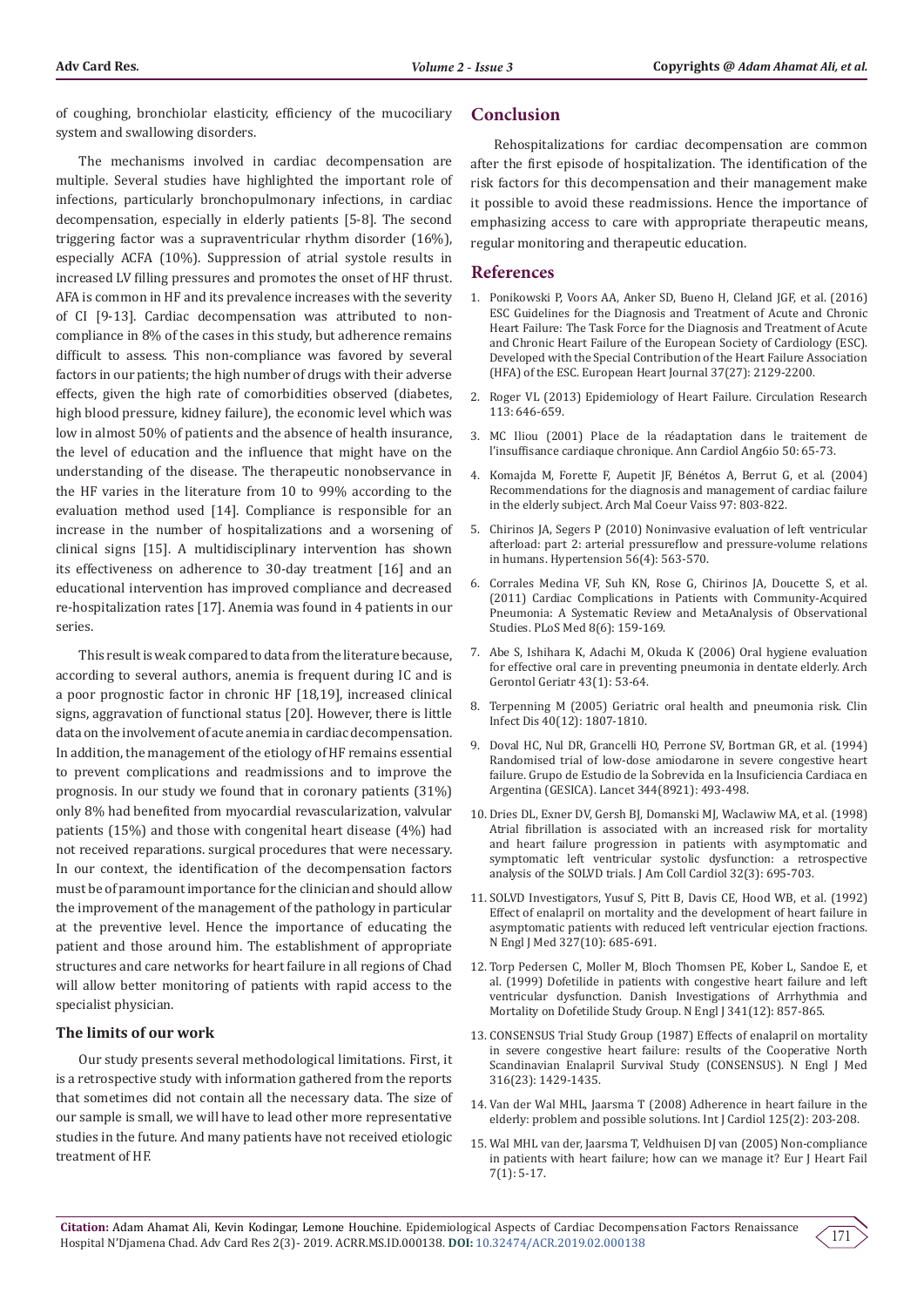of coughing, bronchiolar elasticity, efficiency of the mucociliary system and swallowing disorders.

The mechanisms involved in cardiac decompensation are multiple. Several studies have highlighted the important role of infections, particularly bronchopulmonary infections, in cardiac decompensation, especially in elderly patients [5-8]. The second triggering factor was a supraventricular rhythm disorder (16%), especially ACFA (10%). Suppression of atrial systole results in increased LV filling pressures and promotes the onset of HF thrust. AFA is common in HF and its prevalence increases with the severity of CI [9-13]. Cardiac decompensation was attributed to non-compliance in 8% of the cases in this study, but adherence remains difficult to assess. This non-compliance was favored by several factors in our patients; the high number of drugs with their adverse effects, given the high rate of comorbidities observed (diabetes, high blood pressure, kidney failure), the economic level which was low in almost 50% of patients and the absence of health insurance, the level of education and the influence that might have on the understanding of the disease. The therapeutic nonobservance in the HF varies in the literature from 10 to 99% according to the evaluation method used [14]. Compliance is responsible for an increase in the number of hospitalizations and a worsening of clinical signs [15]. A multidisciplinary intervention has shown its effectiveness on adherence to 30-day treatment [16] and an educational intervention has improved compliance and decreased re-hospitalization rates [17]. Anemia was found in 4 patients in our series.

This result is weak compared to data from the literature because, according to several authors, anemia is frequent during IC and is a poor prognostic factor in chronic HF [18,19], increased clinical signs, aggravation of functional status [20]. However, there is little data on the involvement of acute anemia in cardiac decompensation. In addition, the management of the etiology of HF remains essential to prevent complications and readmissions and to improve the prognosis. In our study we found that in coronary patients (31%) only 8% had benefited from myocardial revascularization, valvular patients (15%) and those with congenital heart disease (4%) had not received reparations. surgical procedures that were necessary. In our context, the identification of the decompensation factors must be of paramount importance for the clinician and should allow the improvement of the management of the pathology in particular at the preventive level. Hence the importance of educating the patient and those around him. The establishment of appropriate structures and care networks for heart failure in all regions of Chad will allow better monitoring of patients with rapid access to the specialist physician.

### The limits of our work

Our study presents several methodological limitations. First, it is a retrospective study with information gathered from the reports that sometimes did not contain all the necessary data. The size of our sample is small, we will have to lead other more representative studies in the future. And many patients have not received etiologic treatment of HF.

## Conclusion

Rehospitalizations for cardiac decompensation are common after the first episode of hospitalization. The identification of the risk factors for this decompensation and their management make it possible to avoid these readmissions. Hence the importance of emphasizing access to care with appropriate therapeutic means, regular monitoring and therapeutic education.

## References

1. Ponikowski P, Voors AA, Anker SD, Bueno H, Cleland JGF, et al. (2016) ESC Guidelines for the Diagnosis and Treatment of Acute and Chronic Heart Failure: The Task Force for the Diagnosis and Treatment of Acute and Chronic Heart Failure of the European Society of Cardiology (ESC). Developed with the Special Contribution of the Heart Failure Association (HFA) of the ESC. European Heart Journal 37(27): 2129-2200.
2. Roger VL (2013) Epidemiology of Heart Failure. Circulation Research 113: 646-659.
3. MC Iliou (2001) Place de la réadaptation dans le traitement de l'insuffisance cardiaque chronique. Ann Cardiol Ang6io 50: 65-73.
4. Komajda M, Forette F, Aupetit JF, Bénétos A, Berrut G, et al. (2004) Recommendations for the diagnosis and management of cardiac failure in the elderly subject. Arch Mal Coeur Vaiss 97: 803-822.
5. Chirinos JA, Segers P (2010) Noninvasive evaluation of left ventricular afterload: part 2: arterial pressureflow and pressure-volume relations in humans. Hypertension 56(4): 563-570.
6. Corrales Medina VF, Suh KN, Rose G, Chirinos JA, Doucette S, et al. (2011) Cardiac Complications in Patients with Community-Acquired Pneumonia: A Systematic Review and MetaAnalysis of Observational Studies. PLoS Med 8(6): 159-169.
7. Abe S, Ishihara K, Adachi M, Okuda K (2006) Oral hygiene evaluation for effective oral care in preventing pneumonia in dentate elderly. Arch Gerontol Geriatr 43(1): 53-64.
8. Terpenning M (2005) Geriatric oral health and pneumonia risk. Clin Infect Dis 40(12): 1807-1810.
9. Doval HC, Nul DR, Grancelli HO, Perrone SV, Bortman GR, et al. (1994) Randomised trial of low-dose amiodarone in severe congestive heart failure. Grupo de Estudio de la Sobrevida en la Insuficiencia Cardiaca en Argentina (GESICA). Lancet 344(8921): 493-498.
10. Dries DL, Exner DV, Gersh BJ, Domanski MJ, Waclawiw MA, et al. (1998) Atrial fibrillation is associated with an increased risk for mortality and heart failure progression in patients with asymptomatic and symptomatic left ventricular systolic dysfunction: a retrospective analysis of the SOLVD trials. J Am Coll Cardiol 32(3): 695-703.
11. SOLVD Investigators, Yusuf S, Pitt B, Davis CE, Hood WB, et al. (1992) Effect of enalapril on mortality and the development of heart failure in asymptomatic patients with reduced left ventricular ejection fractions. N Engl J Med 327(10): 685-691.
12. Torp Pedersen C, Moller M, Bloch Thomsen PE, Kober L, Sandoe E, et al. (1999) Dofetilide in patients with congestive heart failure and left ventricular dysfunction. Danish Investigations of Arrhythmia and Mortality on Dofetilide Study Group. N Engl J Med 341(12): 857-865.
13. CONSENSUS Trial Study Group (1987) Effects of enalapril on mortality in severe congestive heart failure: results of the Cooperative North Scandinavian Enalapril Survival Study (CONSENSUS). N Engl J Med 316(23): 1429-1435.
14. Van der Wal MHL, Jaarsma T (2008) Adherence in heart failure in the elderly: problem and possible solutions. Int J Cardiol 125(2): 203-208.
15. Wal MHL van der, Jaarsma T, Veldhuisen DJ van (2005) Non-compliance in patients with heart failure; how can we manage it? Eur J Heart Fail 7(1): 5-17.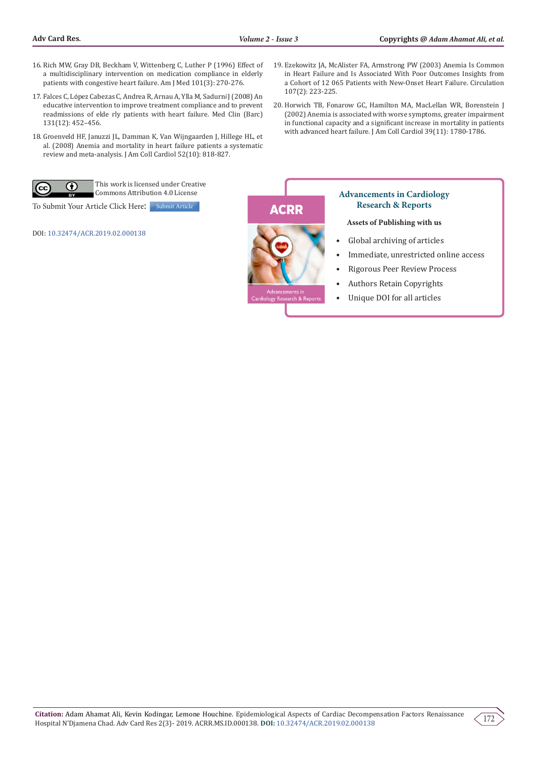16. Rich MW, Gray DB, Beckham V, Wittenberg C, Luther P (1996) Effect of a multidisciplinary intervention on medication compliance in elderly patients with congestive heart failure. Am J Med 101(3): 270-276.
17. Falces C, López Cabezas C, Andrea R, Arnau A, Ylla M, Sadurní J (2008) An educative intervention to improve treatment compliance and to prevent readmissions of elde rly patients with heart failure. Med Clin (Barc) 131(12): 452–456.
18. Groenveld HF, Januzzi JL, Damman K, Van Wijngaarden J, Hillege HL, et al. (2008) Anemia and mortality in heart failure patients a systematic review and meta-analysis. J Am Coll Cardiol 52(10): 818-827.
19. Ezekowitz JA, McAlister FA, Armstrong PW (2003) Anemia Is Common in Heart Failure and Is Associated With Poor Outcomes Insights from a Cohort of 12 065 Patients with New-Onset Heart Failure. Circulation 107(2): 223-225.
20. Horwich TB, Fonarow GC, Hamilton MA, MacLellan WR, Borenstein J (2002) Anemia is associated with worse symptoms, greater impairment in functional capacity and a significant increase in mortality in patients with advanced heart failure. J Am Coll Cardiol 39(11): 1780-1786.

This work is licensed under Creative Commons Attribution 4.0 License

To Submit Your Article Click Here: Submit Article

DOI: 10.32474/ACR.2019.02.000138

**Advancements in Cardiology Research & Reports**

**Assets of Publishing with us**

- Global archiving of articles
- Immediate, unrestricted online access
- Rigorous Peer Review Process
- Authors Retain Copyrights
- Unique DOI for all articles

**Citation:** Adam Ahamat Ali, Kevin Kodingar, Lemone Houchine. Epidemiological Aspects of Cardiac Decompensation Factors Renaissance Hospital N'Djamena Chad. Adv Card Res 2(3)- 2019. ACRR.MS.ID.000138. **DOI:** 10.32474/ACR.2019.02.000138